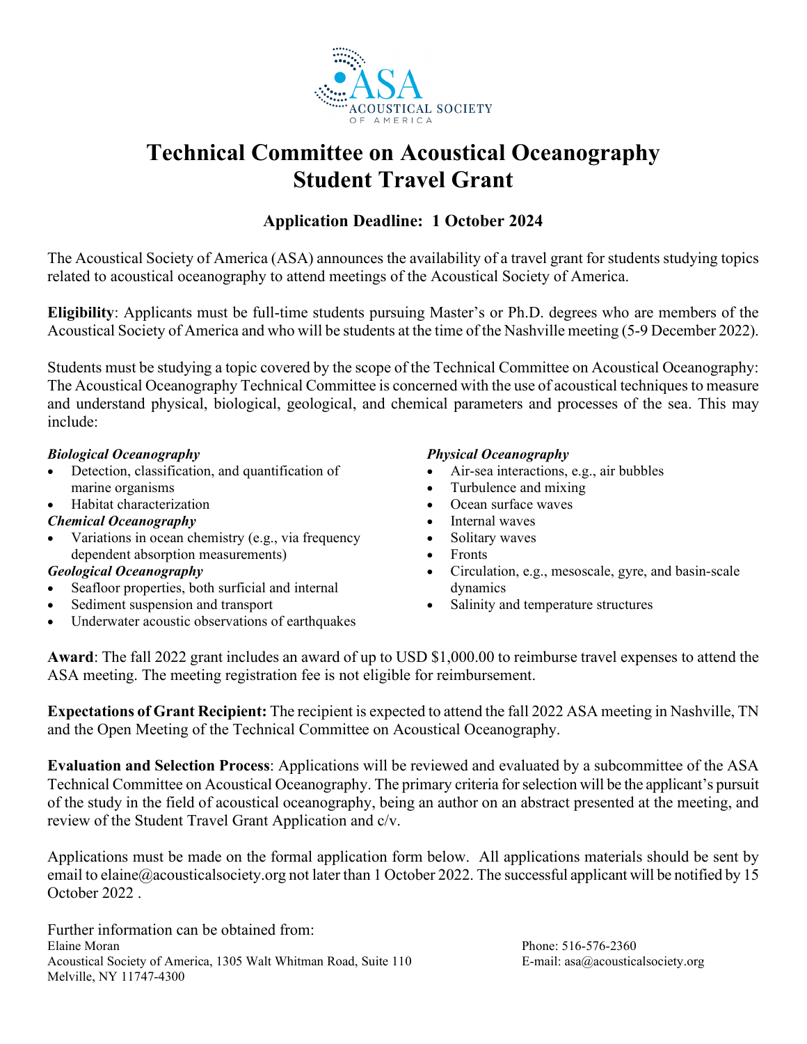ASA

ACOUSTICAL SOCIETY OF AMERICA

# Technical Committee on Acoustical Oceanography Student Travel Grant

### Application Deadline: 1 October 2024

The Acoustical Society of America (ASA) announces the availability of a travel grant for students studying topics related to acoustical oceanography to attend meetings of the Acoustical Society of America.

**Eligibility**: Applicants must be full-time students pursuing Master's or Ph.D. degrees who are members of the Acoustical Society of America and who will be students at the time of the Nashville meeting (5-9 December 2022).

Students must be studying a topic covered by the scope of the Technical Committee on Acoustical Oceanography: The Acoustical Oceanography Technical Committee is concerned with the use of acoustical techniques to measure and understand physical, biological, geological, and chemical parameters and processes of the sea. This may include:

***Biological Oceanography***
- Detection, classification, and quantification of marine organisms
- Habitat characterization

***Chemical Oceanography***
- Variations in ocean chemistry (e.g., via frequency dependent absorption measurements)

***Geological Oceanography***
- Seafloor properties, both surficial and internal
- Sediment suspension and transport
- Underwater acoustic observations of earthquakes

***Physical Oceanography***
- Air-sea interactions, e.g., air bubbles
- Turbulence and mixing
- Ocean surface waves
- Internal waves
- Solitary waves
- Fronts
- Circulation, e.g., mesoscale, gyre, and basin-scale dynamics
- Salinity and temperature structures

**Award**: The fall 2022 grant includes an award of up to USD $1,000.00 to reimburse travel expenses to attend the ASA meeting. The meeting registration fee is not eligible for reimbursement.

**Expectations of Grant Recipient:** The recipient is expected to attend the fall 2022 ASA meeting in Nashville, TN and the Open Meeting of the Technical Committee on Acoustical Oceanography.

**Evaluation and Selection Process**: Applications will be reviewed and evaluated by a subcommittee of the ASA Technical Committee on Acoustical Oceanography. The primary criteria for selection will be the applicant's pursuit of the study in the field of acoustical oceanography, being an author on an abstract presented at the meeting, and review of the Student Travel Grant Application and c/v.

Applications must be made on the formal application form below. All applications materials should be sent by email to elaine@acousticalsociety.org not later than 1 October 2022. The successful applicant will be notified by 15 October 2022 .

Further information can be obtained from:
Elaine Moran
Acoustical Society of America, 1305 Walt Whitman Road, Suite 110
Melville, NY 11747-4300

Phone: 516-576-2360
E-mail: asa@acousticalsociety.org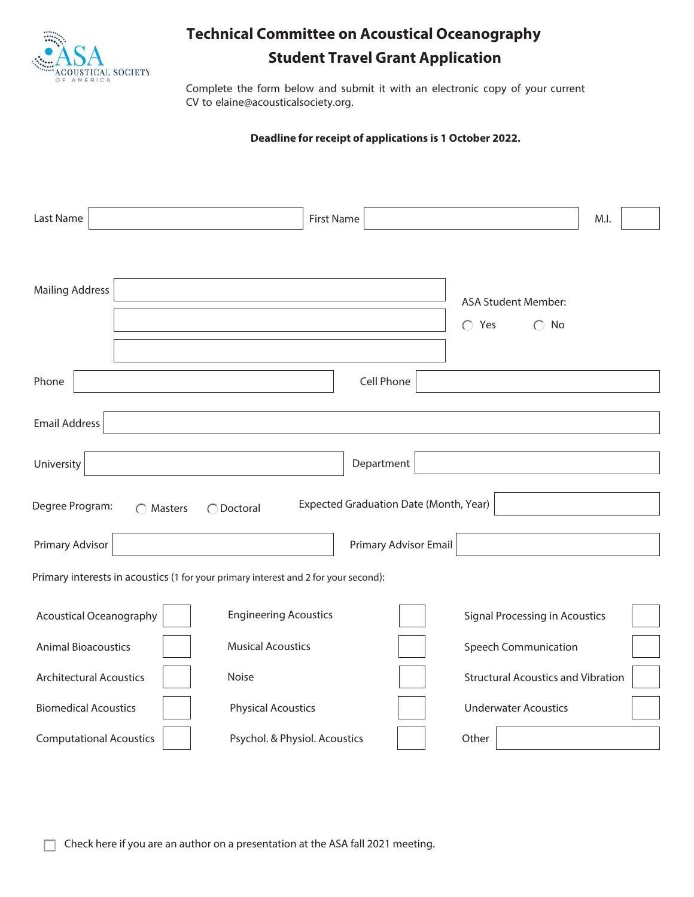# Technical Committee on Acoustical Oceanography

## Student Travel Grant Application

Complete the form below and submit it with an electronic copy of your current CV to elaine@acousticalsociety.org.

**Deadline for receipt of applications is 1 October 2022.**

Last Name ______ First Name ______ M.I. ______

Mailing Address ______

______

______

ASA Student Member: ◯ Yes ◯ No

Phone ______ Cell Phone ______

Email Address ______

University ______ Department ______

Degree Program: ◯ Masters ◯ Doctoral

Expected Graduation Date (Month, Year) ______

Primary Advisor ______ Primary Advisor Email ______

Primary interests in acoustics (1 for your primary interest and 2 for your second):

| | | | | | |
|---|---|---|---|---|---|
| Acoustical Oceanography | ☐ | Engineering Acoustics | ☐ | Signal Processing in Acoustics | ☐ |
| Animal Bioacoustics | ☐ | Musical Acoustics | ☐ | Speech Communication | ☐ |
| Architectural Acoustics | ☐ | Noise | ☐ | Structural Acoustics and Vibration | ☐ |
| Biomedical Acoustics | ☐ | Physical Acoustics | ☐ | Underwater Acoustics | ☐ |
| Computational Acoustics | ☐ | Psychol. & Physiol. Acoustics | ☐ | Other | ______ |

☐ Check here if you are an author on a presentation at the ASA fall 2021 meeting.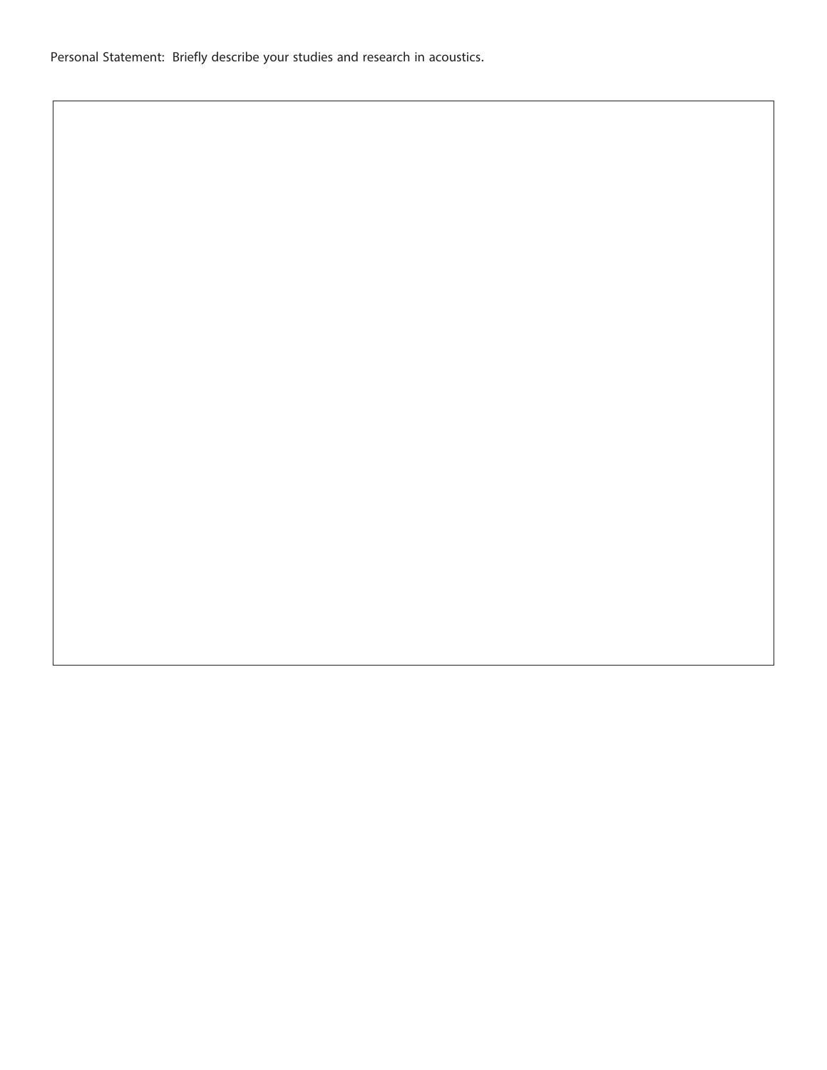Personal Statement: Briefly describe your studies and research in acoustics.